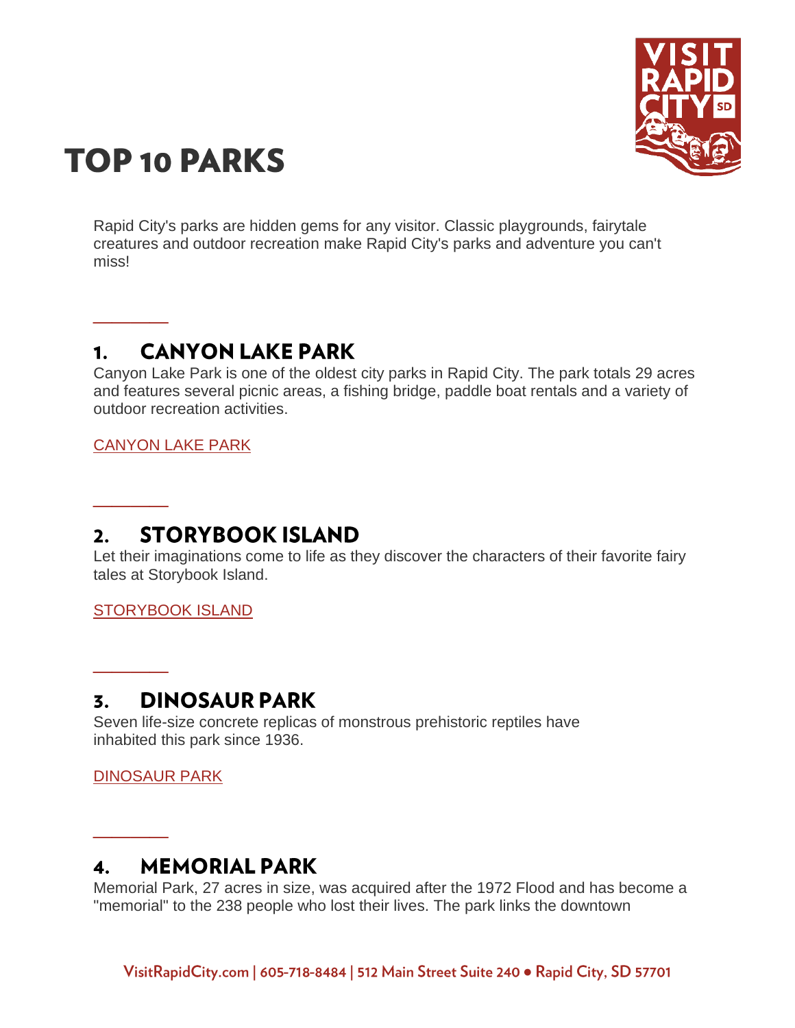# TOP 10 PARKS

Rapid City's parks are hidden gems for any visitor. Classic playgrounds, fairytale creatures and outdoor recreation make Rapid City's parks and adventure you can't miss!

## 1. CANYON LAKE PARK

Canyon Lake Park is one of the oldest city parks in Rapid City. The park totals 29 acres and features several picnic areas, a fishing bridge, paddle boat rentals and a variety of outdoor recreation activities.

CANYON LAKE PARK

## 2. STORYBOOK ISLAND

Let their imaginations come to life as they discover the characters of their favorite fairy tales at Storybook Island.

STORYBOOK ISLAND

## 3. DINOSAUR PARK

Seven life-size concrete replicas of monstrous prehistoric reptiles have inhabited this park since 1936.

DINOSAUR PARK

## 4. MEMORIAL PARK

Memorial Park, 27 acres in size, was acquired after the 1972 Flood and has become a "memorial" to the 238 people who lost their lives. The park links the downtown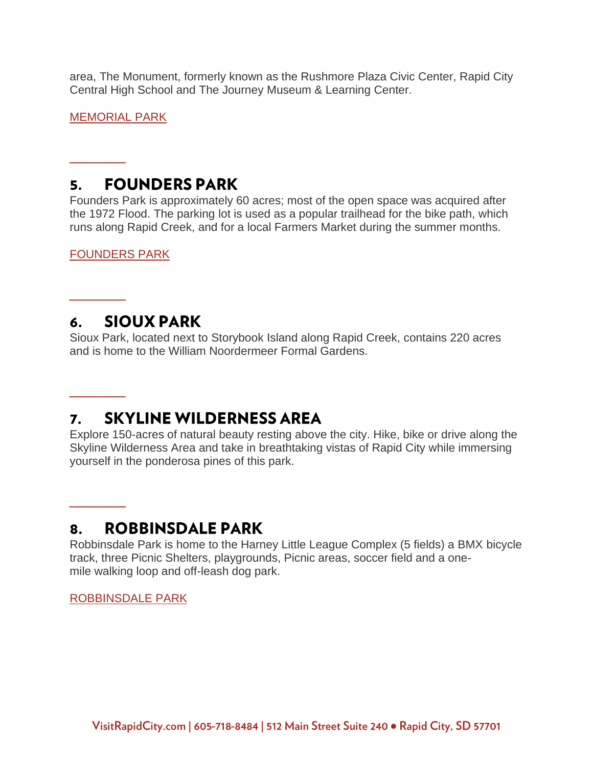area, The Monument, formerly known as the Rushmore Plaza Civic Center, Rapid City Central High School and The Journey Museum & Learning Center.

MEMORIAL PARK

---

## 5. FOUNDERS PARK

Founders Park is approximately 60 acres; most of the open space was acquired after the 1972 Flood. The parking lot is used as a popular trailhead for the bike path, which runs along Rapid Creek, and for a local Farmers Market during the summer months.

FOUNDERS PARK

---

## 6. SIOUX PARK

Sioux Park, located next to Storybook Island along Rapid Creek, contains 220 acres and is home to the William Noordermeer Formal Gardens.

---

## 7. SKYLINE WILDERNESS AREA

Explore 150-acres of natural beauty resting above the city. Hike, bike or drive along the Skyline Wilderness Area and take in breathtaking vistas of Rapid City while immersing yourself in the ponderosa pines of this park.

---

## 8. ROBBINSDALE PARK

Robbinsdale Park is home to the Harney Little League Complex (5 fields) a BMX bicycle track, three Picnic Shelters, playgrounds, Picnic areas, soccer field and a one-mile walking loop and off-leash dog park.

ROBBINSDALE PARK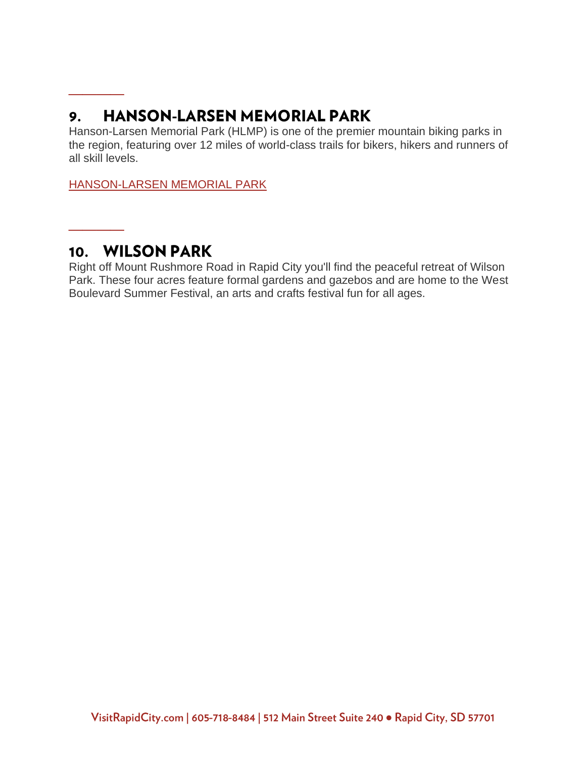## 9. HANSON-LARSEN MEMORIAL PARK

Hanson-Larsen Memorial Park (HLMP) is one of the premier mountain biking parks in the region, featuring over 12 miles of world-class trails for bikers, hikers and runners of all skill levels.

HANSON-LARSEN MEMORIAL PARK

## 10. WILSON PARK

Right off Mount Rushmore Road in Rapid City you'll find the peaceful retreat of Wilson Park. These four acres feature formal gardens and gazebos and are home to the West Boulevard Summer Festival, an arts and crafts festival fun for all ages.